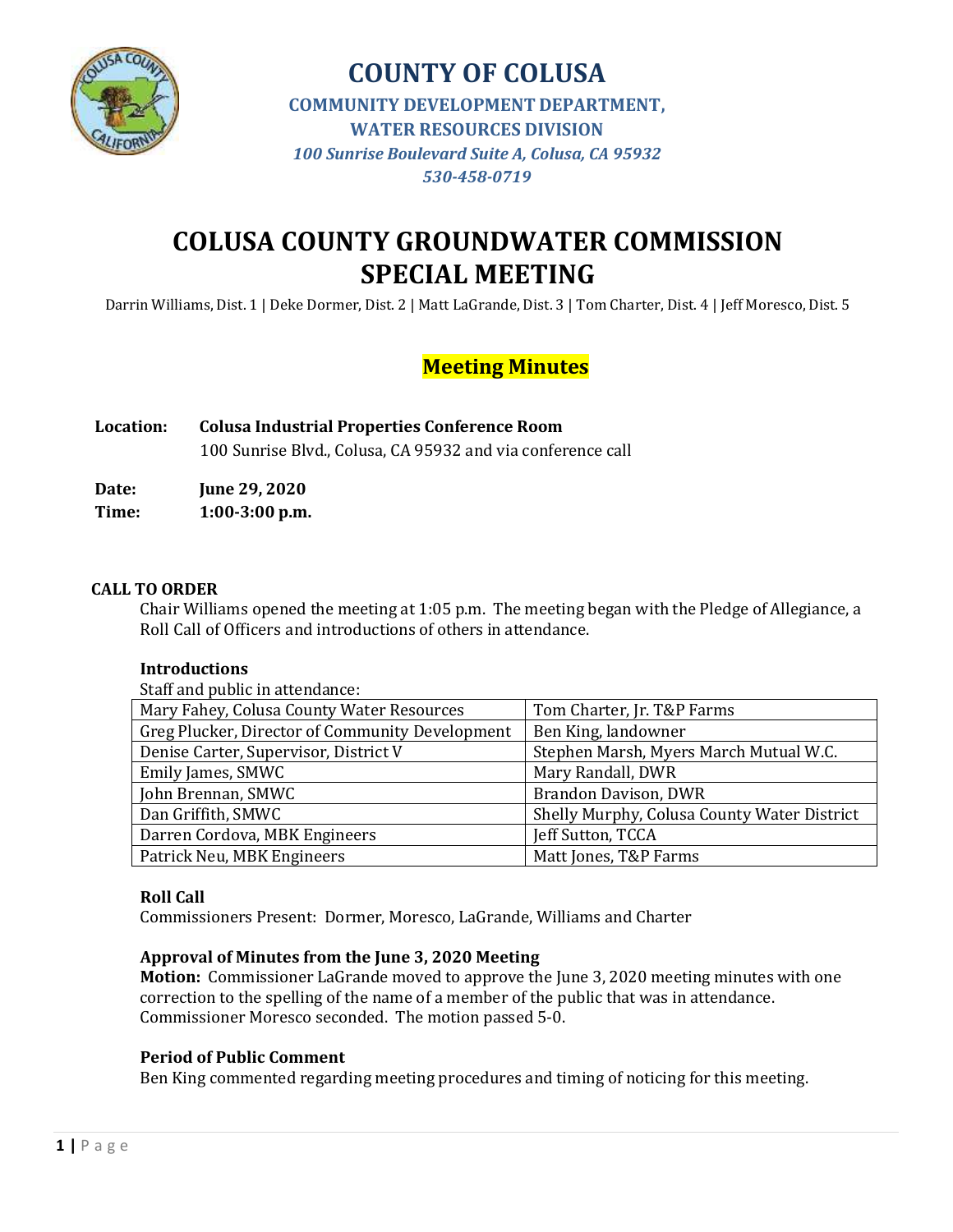# COUNTY OF COLUSA

**COMMUNITY DEVELOPMENT DEPARTMENT,**
**WATER RESOURCES DIVISION**
*100 Sunrise Boulevard Suite A, Colusa, CA 95932*
*530-458-0719*

# COLUSA COUNTY GROUNDWATER COMMISSION SPECIAL MEETING

Darrin Williams, Dist. 1 | Deke Dormer, Dist. 2 | Matt LaGrande, Dist. 3 | Tom Charter, Dist. 4 | Jeff Moresco, Dist. 5

## Meeting Minutes

**Location:** **Colusa Industrial Properties Conference Room**
100 Sunrise Blvd., Colusa, CA 95932 and via conference call

**Date:** **June 29, 2020**
**Time:** **1:00-3:00 p.m.**

### CALL TO ORDER

Chair Williams opened the meeting at 1:05 p.m. The meeting began with the Pledge of Allegiance, a Roll Call of Officers and introductions of others in attendance.

**Introductions**

Staff and public in attendance:

| | |
|---|---|
| Mary Fahey, Colusa County Water Resources | Tom Charter, Jr. T&P Farms |
| Greg Plucker, Director of Community Development | Ben King, landowner |
| Denise Carter, Supervisor, District V | Stephen Marsh, Myers March Mutual W.C. |
| Emily James, SMWC | Mary Randall, DWR |
| John Brennan, SMWC | Brandon Davison, DWR |
| Dan Griffith, SMWC | Shelly Murphy, Colusa County Water District |
| Darren Cordova, MBK Engineers | Jeff Sutton, TCCA |
| Patrick Neu, MBK Engineers | Matt Jones, T&P Farms |

**Roll Call**

Commissioners Present: Dormer, Moresco, LaGrande, Williams and Charter

**Approval of Minutes from the June 3, 2020 Meeting**

**Motion:** Commissioner LaGrande moved to approve the June 3, 2020 meeting minutes with one correction to the spelling of the name of a member of the public that was in attendance. Commissioner Moresco seconded. The motion passed 5-0.

**Period of Public Comment**

Ben King commented regarding meeting procedures and timing of noticing for this meeting.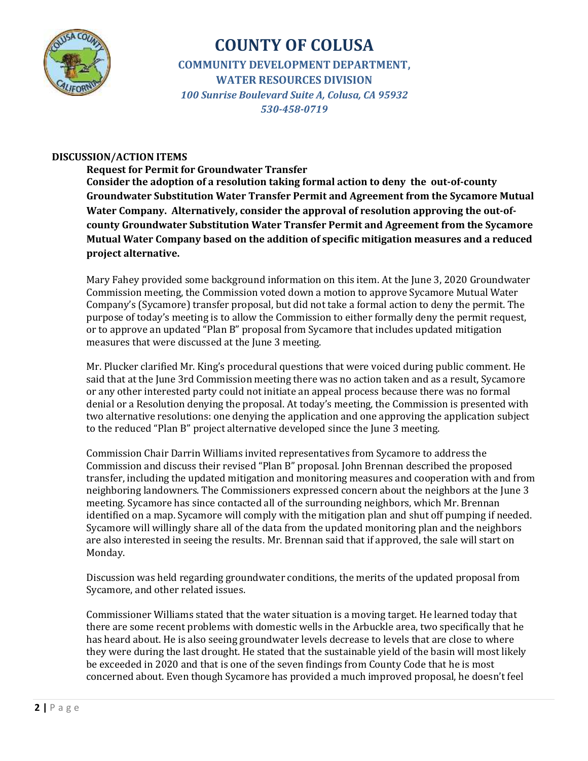# COUNTY OF COLUSA

**COMMUNITY DEVELOPMENT DEPARTMENT,**
**WATER RESOURCES DIVISION**
*100 Sunrise Boulevard Suite A, Colusa, CA 95932*
*530-458-0719*

## DISCUSSION/ACTION ITEMS

**Request for Permit for Groundwater Transfer**
**Consider the adoption of a resolution taking formal action to deny the out-of-county Groundwater Substitution Water Transfer Permit and Agreement from the Sycamore Mutual Water Company. Alternatively, consider the approval of resolution approving the out-of-county Groundwater Substitution Water Transfer Permit and Agreement from the Sycamore Mutual Water Company based on the addition of specific mitigation measures and a reduced project alternative.**

Mary Fahey provided some background information on this item. At the June 3, 2020 Groundwater Commission meeting, the Commission voted down a motion to approve Sycamore Mutual Water Company's (Sycamore) transfer proposal, but did not take a formal action to deny the permit. The purpose of today's meeting is to allow the Commission to either formally deny the permit request, or to approve an updated "Plan B" proposal from Sycamore that includes updated mitigation measures that were discussed at the June 3 meeting.

Mr. Plucker clarified Mr. King's procedural questions that were voiced during public comment. He said that at the June 3rd Commission meeting there was no action taken and as a result, Sycamore or any other interested party could not initiate an appeal process because there was no formal denial or a Resolution denying the proposal. At today's meeting, the Commission is presented with two alternative resolutions: one denying the application and one approving the application subject to the reduced "Plan B" project alternative developed since the June 3 meeting.

Commission Chair Darrin Williams invited representatives from Sycamore to address the Commission and discuss their revised "Plan B" proposal. John Brennan described the proposed transfer, including the updated mitigation and monitoring measures and cooperation with and from neighboring landowners. The Commissioners expressed concern about the neighbors at the June 3 meeting. Sycamore has since contacted all of the surrounding neighbors, which Mr. Brennan identified on a map. Sycamore will comply with the mitigation plan and shut off pumping if needed. Sycamore will willingly share all of the data from the updated monitoring plan and the neighbors are also interested in seeing the results. Mr. Brennan said that if approved, the sale will start on Monday.

Discussion was held regarding groundwater conditions, the merits of the updated proposal from Sycamore, and other related issues.

Commissioner Williams stated that the water situation is a moving target. He learned today that there are some recent problems with domestic wells in the Arbuckle area, two specifically that he has heard about. He is also seeing groundwater levels decrease to levels that are close to where they were during the last drought. He stated that the sustainable yield of the basin will most likely be exceeded in 2020 and that is one of the seven findings from County Code that he is most concerned about. Even though Sycamore has provided a much improved proposal, he doesn't feel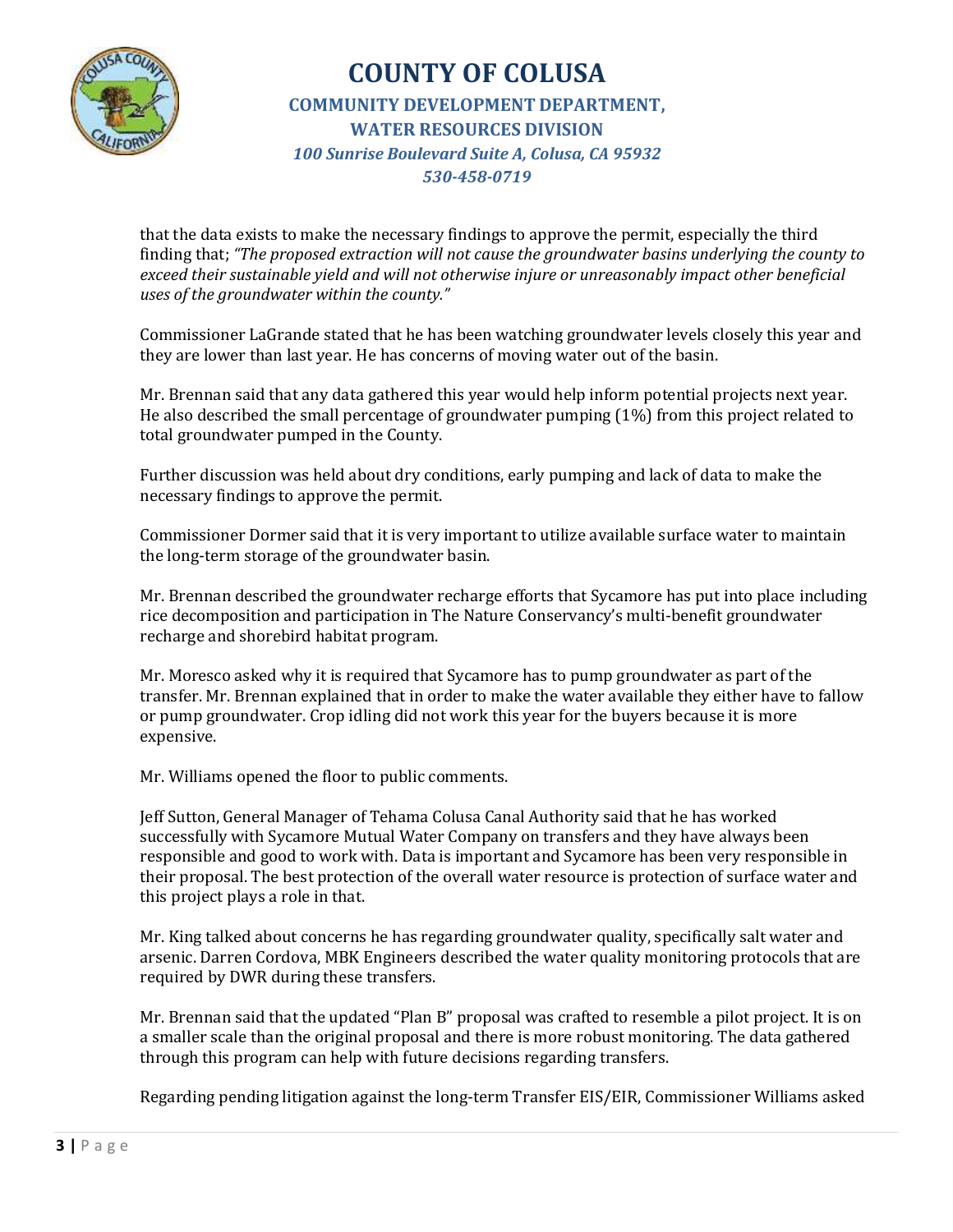that the data exists to make the necessary findings to approve the permit, especially the third finding that; *"The proposed extraction will not cause the groundwater basins underlying the county to exceed their sustainable yield and will not otherwise injure or unreasonably impact other beneficial uses of the groundwater within the county."*

Commissioner LaGrande stated that he has been watching groundwater levels closely this year and they are lower than last year. He has concerns of moving water out of the basin.

Mr. Brennan said that any data gathered this year would help inform potential projects next year. He also described the small percentage of groundwater pumping (1%) from this project related to total groundwater pumped in the County.

Further discussion was held about dry conditions, early pumping and lack of data to make the necessary findings to approve the permit.

Commissioner Dormer said that it is very important to utilize available surface water to maintain the long-term storage of the groundwater basin.

Mr. Brennan described the groundwater recharge efforts that Sycamore has put into place including rice decomposition and participation in The Nature Conservancy's multi-benefit groundwater recharge and shorebird habitat program.

Mr. Moresco asked why it is required that Sycamore has to pump groundwater as part of the transfer. Mr. Brennan explained that in order to make the water available they either have to fallow or pump groundwater. Crop idling did not work this year for the buyers because it is more expensive.

Mr. Williams opened the floor to public comments.

Jeff Sutton, General Manager of Tehama Colusa Canal Authority said that he has worked successfully with Sycamore Mutual Water Company on transfers and they have always been responsible and good to work with. Data is important and Sycamore has been very responsible in their proposal. The best protection of the overall water resource is protection of surface water and this project plays a role in that.

Mr. King talked about concerns he has regarding groundwater quality, specifically salt water and arsenic. Darren Cordova, MBK Engineers described the water quality monitoring protocols that are required by DWR during these transfers.

Mr. Brennan said that the updated "Plan B" proposal was crafted to resemble a pilot project. It is on a smaller scale than the original proposal and there is more robust monitoring. The data gathered through this program can help with future decisions regarding transfers.

Regarding pending litigation against the long-term Transfer EIS/EIR, Commissioner Williams asked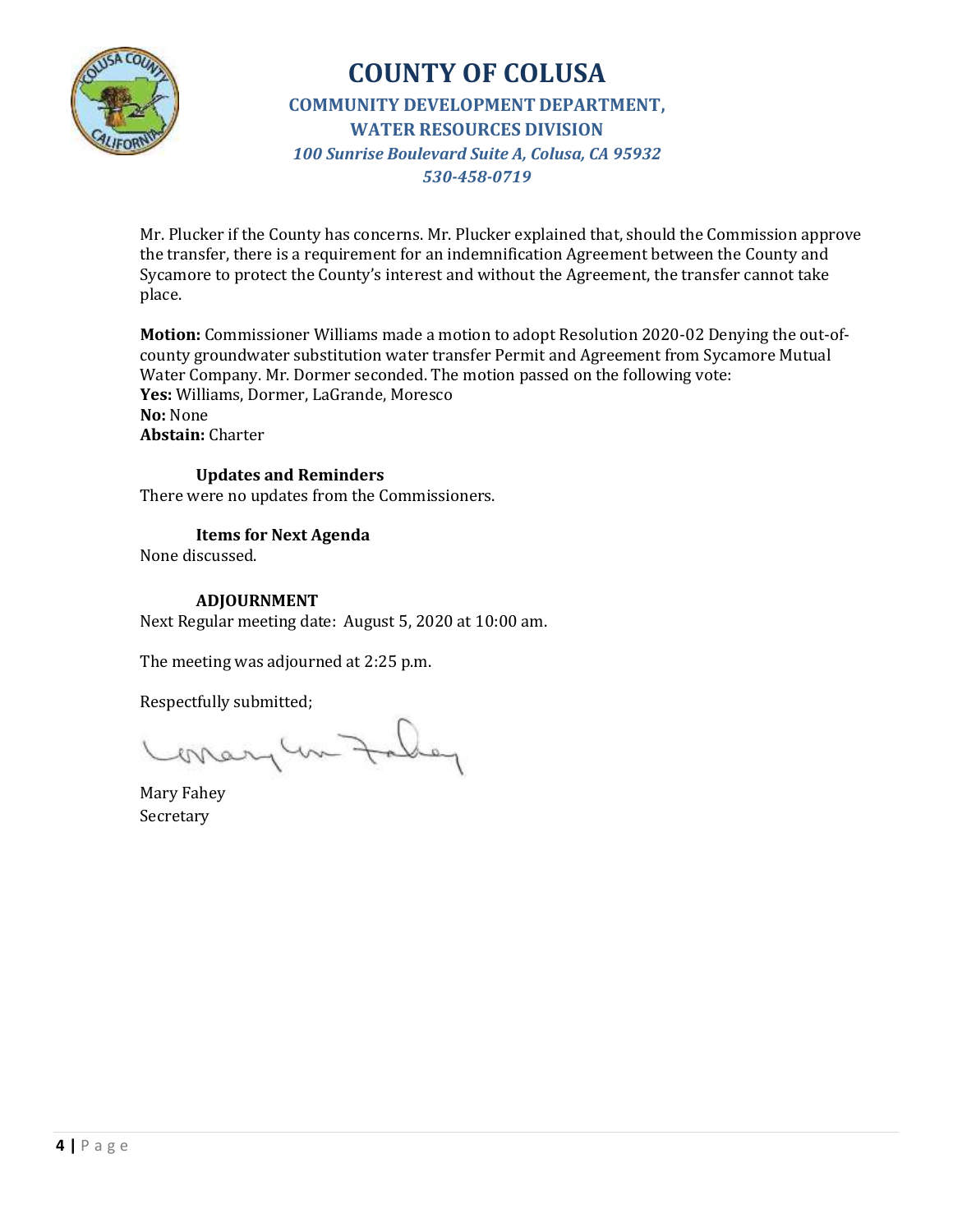Mr. Plucker if the County has concerns. Mr. Plucker explained that, should the Commission approve the transfer, there is a requirement for an indemnification Agreement between the County and Sycamore to protect the County's interest and without the Agreement, the transfer cannot take place.

**Motion:** Commissioner Williams made a motion to adopt Resolution 2020-02 Denying the out-of-county groundwater substitution water transfer Permit and Agreement from Sycamore Mutual Water Company. Mr. Dormer seconded. The motion passed on the following vote:
**Yes:** Williams, Dormer, LaGrande, Moresco
**No:** None
**Abstain:** Charter

**Updates and Reminders**

There were no updates from the Commissioners.

**Items for Next Agenda**

None discussed.

**ADJOURNMENT**

Next Regular meeting date: August 5, 2020 at 10:00 am.

The meeting was adjourned at 2:25 p.m.

Respectfully submitted;

Mary Fahey
Secretary